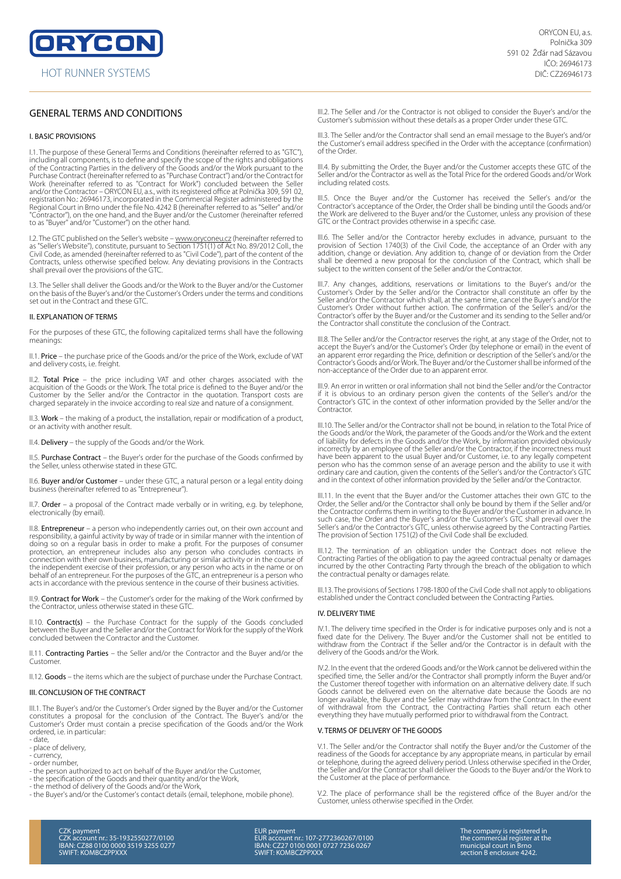ORYCON EU, a.s.
Polnička 309
591 02 Žďár nad Sázavou
IČO: 26946173
DIČ: CZ26946173

HOT RUNNER SYSTEMS

# GENERAL TERMS AND CONDITIONS

## I. BASIC PROVISIONS

I.1. The purpose of these General Terms and Conditions (hereinafter referred to as "GTC"), including all components, is to define and specify the scope of the rights and obligations of the Contracting Parties in the delivery of the Goods and/or the Work pursuant to the Purchase Contract (hereinafter referred to as "Purchase Contract") and/or the Contract for Work (hereinafter referred to as "Contract for Work") concluded between the Seller and/or the Contractor – ORYCON EU, a.s., with its registered office at Polnička 309, 591 02, registration No.: 26946173, incorporated in the Commercial Register administered by the Regional Court in Brno under the file No. 4242 B (hereinafter referred to as "Seller" and/or "Contractor"), on the one hand, and the Buyer and/or the Customer (hereinafter referred to as "Buyer" and/or "Customer") on the other hand.

I.2. The GTC published on the Seller's website – www.oryconeu.cz (hereinafter referred to as "Seller's Website"), constitute, pursuant to Section 1751(1) of Act No. 89/2012 Coll., the Civil Code, as amended (hereinafter referred to as "Civil Code"), part of the content of the Contracts, unless otherwise specified below. Any deviating provisions in the Contracts shall prevail over the provisions of the GTC.

I.3. The Seller shall deliver the Goods and/or the Work to the Buyer and/or the Customer on the basis of the Buyer's and/or the Customer's Orders under the terms and conditions set out in the Contract and these GTC.

## II. EXPLANATION OF TERMS

For the purposes of these GTC, the following capitalized terms shall have the following meanings:

II.1. **Price** – the purchase price of the Goods and/or the price of the Work, exclude of VAT and delivery costs, i.e. freight.

II.2. **Total Price** – the price including VAT and other charges associated with the acquisition of the Goods or the Work. The total price is defined to the Buyer and/or the Customer by the Seller and/or the Contractor in the quotation. Transport costs are charged separately in the invoice according to real size and nature of a consignment.

II.3. **Work** – the making of a product, the installation, repair or modification of a product, or an activity with another result.

II.4. **Delivery** – the supply of the Goods and/or the Work.

II.5. **Purchase Contract** – the Buyer's order for the purchase of the Goods confirmed by the Seller, unless otherwise stated in these GTC.

II.6. **Buyer and/or Customer** – under these GTC, a natural person or a legal entity doing business (hereinafter referred to as "Entrepreneur").

II.7. **Order** – a proposal of the Contract made verbally or in writing, e.g. by telephone, electronically (by email).

II.8. **Entrepreneur** – a person who independently carries out, on their own account and responsibility, a gainful activity by way of trade or in similar manner with the intention of doing so on a regular basis in order to make a profit. For the purposes of consumer protection, an entrepreneur includes also any person who concludes contracts in connection with their own business, manufacturing or similar activity or in the course of the independent exercise of their profession, or any person who acts in the name or on behalf of an entrepreneur. For the purposes of the GTC, an entrepreneur is a person who acts in accordance with the previous sentence in the course of their business activities.

II.9. **Contract for Work** – the Customer's order for the making of the Work confirmed by the Contractor, unless otherwise stated in these GTC.

II.10. **Contract(s)** – the Purchase Contract for the supply of the Goods concluded between the Buyer and the Seller and/or the Contract for Work for the supply of the Work concluded between the Contractor and the Customer.

II.11. **Contracting Parties** – the Seller and/or the Contractor and the Buyer and/or the Customer.

II.12. **Goods** – the items which are the subject of purchase under the Purchase Contract.

## III. CONCLUSION OF THE CONTRACT

III.1. The Buyer's and/or the Customer's Order signed by the Buyer and/or the Customer constitutes a proposal for the conclusion of the Contract. The Buyer's and/or the Customer's Order must contain a precise specification of the Goods and/or the Work ordered, i.e. in particular:

- date,
- place of delivery,
- currency,
- order number,
- the person authorized to act on behalf of the Buyer and/or the Customer,
- the specification of the Goods and their quantity and/or the Work,
- the method of delivery of the Goods and/or the Work,
- the Buyer's and/or the Customer's contact details (email, telephone, mobile phone).

III.2. The Seller and /or the Contractor is not obliged to consider the Buyer's and/or the Customer's submission without these details as a proper Order under these GTC.

III.3. The Seller and/or the Contractor shall send an email message to the Buyer's and/or the Customer's email address specified in the Order with the acceptance (confirmation) of the Order.

III.4. By submitting the Order, the Buyer and/or the Customer accepts these GTC of the Seller and/or the Contractor as well as the Total Price for the ordered Goods and/or Work including related costs.

III.5. Once the Buyer and/or the Customer has received the Seller's and/or the Contractor's acceptance of the Order, the Order shall be binding until the Goods and/or the Work are delivered to the Buyer and/or the Customer, unless any provision of these GTC or the Contract provides otherwise in a specific case.

III.6. The Seller and/or the Contractor hereby excludes in advance, pursuant to the provision of Section 1740(3) of the Civil Code, the acceptance of an Order with any addition, change or deviation. Any addition to, change of or deviation from the Order shall be deemed a new proposal for the conclusion of the Contract, which shall be subject to the written consent of the Seller and/or the Contractor.

III.7. Any changes, additions, reservations or limitations to the Buyer's and/or the Customer's Order by the Seller and/or the Contractor shall constitute an offer by the Seller and/or the Contractor which shall, at the same time, cancel the Buyer's and/or the Customer's Order without further action. The confirmation of the Seller's and/or the Contractor's offer by the Buyer and/or the Customer and its sending to the Seller and/or the Contractor shall constitute the conclusion of the Contract.

III.8. The Seller and/or the Contractor reserves the right, at any stage of the Order, not to accept the Buyer's and/or the Customer's Order (by telephone or email) in the event of an apparent error regarding the Price, definition or description of the Seller's and/or the Contractor's Goods and/or Work. The Buyer and/or the Customer shall be informed of the non-acceptance of the Order due to an apparent error.

III.9. An error in written or oral information shall not bind the Seller and/or the Contractor if it is obvious to an ordinary person given the contents of the Seller's and/or the Contractor's GTC in the context of other information provided by the Seller and/or the Contractor.

III.10. The Seller and/or the Contractor shall not be bound, in relation to the Total Price of the Goods and/or the Work, the parameter of the Goods and/or the Work and the extent of liability for defects in the Goods and/or the Work, by information provided obviously incorrectly by an employee of the Seller and/or the Contractor, if the incorrectness must have been apparent to the usual Buyer and/or Customer, i.e. to any legally competent person who has the common sense of an average person and the ability to use it with ordinary care and caution, given the contents of the Seller's and/or the Contractor's GTC and in the context of other information provided by the Seller and/or the Contractor.

III.11. In the event that the Buyer and/or the Customer attaches their own GTC to the Order, the Seller and/or the Contractor shall only be bound by them if the Seller and/or the Contractor confirms them in writing to the Buyer and/or the Customer in advance. In such case, the Order and the Buyer's and/or the Customer's GTC shall prevail over the Seller's and/or the Contractor's GTC, unless otherwise agreed by the Contracting Parties. The provision of Section 1751(2) of the Civil Code shall be excluded.

III.12. The termination of an obligation under the Contract does not relieve the Contracting Parties of the obligation to pay the agreed contractual penalty or damages incurred by the other Contracting Party through the breach of the obligation to which the contractual penalty or damages relate.

III.13. The provisions of Sections 1798-1800 of the Civil Code shall not apply to obligations established under the Contract concluded between the Contracting Parties.

## IV. DELIVERY TIME

IV.1. The delivery time specified in the Order is for indicative purposes only and is not a fixed date for the Delivery. The Buyer and/or the Customer shall not be entitled to withdraw from the Contract if the Seller and/or the Contractor is in default with the delivery of the Goods and/or the Work.

IV.2. In the event that the ordered Goods and/or the Work cannot be delivered within the specified time, the Seller and/or the Contractor shall promptly inform the Buyer and/or the Customer thereof together with information on an alternative delivery date. If such Goods cannot be delivered even on the alternative date because the Goods are no longer available, the Buyer and the Seller may withdraw from the Contract. In the event of withdrawal from the Contract, the Contracting Parties shall return each other everything they have mutually performed prior to withdrawal from the Contract.

## V. TERMS OF DELIVERY OF THE GOODS

V.1. The Seller and/or the Contractor shall notify the Buyer and/or the Customer of the readiness of the Goods for acceptance by any appropriate means, in particular by email or telephone, during the agreed delivery period. Unless otherwise specified in the Order, the Seller and/or the Contractor shall deliver the Goods to the Buyer and/or the Work to the Customer at the place of performance.

V.2. The place of performance shall be the registered office of the Buyer and/or the Customer, unless otherwise specified in the Order.

CZK payment
CZK account nr.: 35-1932550277/0100
IBAN: CZ88 0100 0000 3519 3255 0277
SWIFT: KOMBCZPPXXX

EUR payment
EUR account nr.: 107-2772360267/0100
IBAN: CZ27 0100 0001 0727 7236 0267
SWIFT: KOMBCZPPXXX

The company is registered in the commercial register at the municipal court in Brno section B enclosure 4242.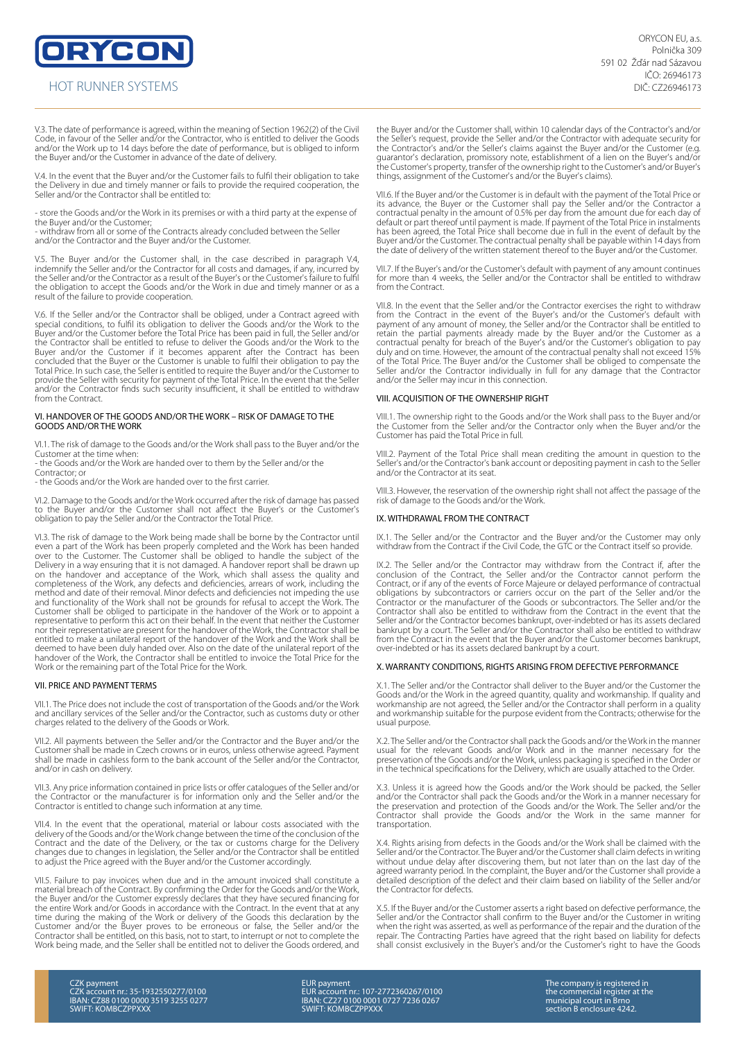V.3. The date of performance is agreed, within the meaning of Section 1962(2) of the Civil Code, in favour of the Seller and/or the Contractor, who is entitled to deliver the Goods and/or the Work up to 14 days before the date of performance, but is obliged to inform the Buyer and/or the Customer in advance of the date of delivery.

V.4. In the event that the Buyer and/or the Customer fails to fulfil their obligation to take the Delivery in due and timely manner or fails to provide the required cooperation, the Seller and/or the Contractor shall be entitled to:

- store the Goods and/or the Work in its premises or with a third party at the expense of the Buyer and/or the Customer;
- withdraw from all or some of the Contracts already concluded between the Seller and/or the Contractor and the Buyer and/or the Customer.

V.5. The Buyer and/or the Customer shall, in the case described in paragraph V.4, indemnify the Seller and/or the Contractor for all costs and damages, if any, incurred by the Seller and/or the Contractor as a result of the Buyer's or the Customer's failure to fulfil the obligation to accept the Goods and/or the Work in due and timely manner or as a result of the failure to provide cooperation.

V.6. If the Seller and/or the Contractor shall be obliged, under a Contract agreed with special conditions, to fulfil its obligation to deliver the Goods and/or the Work to the Buyer and/or the Customer before the Total Price has been paid in full, the Seller and/or the Contractor shall be entitled to refuse to deliver the Goods and/or the Work to the Buyer and/or the Customer if it becomes apparent after the Contract has been concluded that the Buyer or the Customer is unable to fulfil their obligation to pay the Total Price. In such case, the Seller is entitled to require the Buyer and/or the Customer to provide the Seller with security for payment of the Total Price. In the event that the Seller and/or the Contractor finds such security insufficient, it shall be entitled to withdraw from the Contract.

## VI. HANDOVER OF THE GOODS AND/OR THE WORK – RISK OF DAMAGE TO THE GOODS AND/OR THE WORK

VI.1. The risk of damage to the Goods and/or the Work shall pass to the Buyer and/or the Customer at the time when:

- the Goods and/or the Work are handed over to them by the Seller and/or the Contractor; or
- the Goods and/or the Work are handed over to the first carrier.

VI.2. Damage to the Goods and/or the Work occurred after the risk of damage has passed to the Buyer and/or the Customer shall not affect the Buyer's or the Customer's obligation to pay the Seller and/or the Contractor the Total Price.

VI.3. The risk of damage to the Work being made shall be borne by the Contractor until even a part of the Work has been properly completed and the Work has been handed over to the Customer. The Customer shall be obliged to handle the subject of the Delivery in a way ensuring that it is not damaged. A handover report shall be drawn up on the handover and acceptance of the Work, which shall assess the quality and completeness of the Work, any defects and deficiencies, arrears of work, including the method and date of their removal. Minor defects and deficiencies not impeding the use and functionality of the Work shall not be grounds for refusal to accept the Work. The Customer shall be obliged to participate in the handover of the Work or to appoint a representative to perform this act on their behalf. In the event that neither the Customer nor their representative are present for the handover of the Work, the Contractor shall be entitled to make a unilateral report of the handover of the Work and the Work shall be deemed to have been duly handed over. Also on the date of the unilateral report of the handover of the Work, the Contractor shall be entitled to invoice the Total Price for the Work or the remaining part of the Total Price for the Work.

## VII. PRICE AND PAYMENT TERMS

VII.1. The Price does not include the cost of transportation of the Goods and/or the Work and ancillary services of the Seller and/or the Contractor, such as customs duty or other charges related to the delivery of the Goods or Work.

VII.2. All payments between the Seller and/or the Contractor and the Buyer and/or the Customer shall be made in Czech crowns or in euros, unless otherwise agreed. Payment shall be made in cashless form to the bank account of the Seller and/or the Contractor, and/or in cash on delivery.

VII.3. Any price information contained in price lists or offer catalogues of the Seller and/or the Contractor or the manufacturer is for information only and the Seller and/or the Contractor is entitled to change such information at any time.

VII.4. In the event that the operational, material or labour costs associated with the delivery of the Goods and/or the Work change between the time of the conclusion of the Contract and the date of the Delivery, or the tax or customs charge for the Delivery changes due to changes in legislation, the Seller and/or the Contractor shall be entitled to adjust the Price agreed with the Buyer and/or the Customer accordingly.

VII.5. Failure to pay invoices when due and in the amount invoiced shall constitute a material breach of the Contract. By confirming the Order for the Goods and/or the Work, the Buyer and/or the Customer expressly declares that they have secured financing for the entire Work and/or Goods in accordance with the Contract. In the event that at any time during the making of the Work or delivery of the Goods this declaration by the Customer and/or the Buyer proves to be erroneous or false, the Seller and/or the Contractor shall be entitled, on this basis, not to start, to interrupt or not to complete the Work being made, and the Seller shall be entitled not to deliver the Goods ordered, and the Buyer and/or the Customer shall, within 10 calendar days of the Contractor's and/or the Seller's request, provide the Seller and/or the Contractor with adequate security for the Contractor's and/or the Seller's claims against the Buyer and/or the Customer (e.g. guarantor's declaration, promissory note, establishment of a lien on the Buyer's and/or the Customer's property, transfer of the ownership right to the Customer's and/or Buyer's things, assignment of the Customer's and/or the Buyer's claims).

VII.6. If the Buyer and/or the Customer is in default with the payment of the Total Price or its advance, the Buyer or the Customer shall pay the Seller and/or the Contractor a contractual penalty in the amount of 0.5% per day from the amount due for each day of default or part thereof until payment is made. If payment of the Total Price in instalments has been agreed, the Total Price shall become due in full in the event of default by the Buyer and/or the Customer. The contractual penalty shall be payable within 14 days from the date of delivery of the written statement thereof to the Buyer and/or the Customer.

VII.7. If the Buyer's and/or the Customer's default with payment of any amount continues for more than 4 weeks, the Seller and/or the Contractor shall be entitled to withdraw from the Contract.

VII.8. In the event that the Seller and/or the Contractor exercises the right to withdraw from the Contract in the event of the Buyer's and/or the Customer's default with payment of any amount of money, the Seller and/or the Contractor shall be entitled to retain the partial payments already made by the Buyer and/or the Customer as a contractual penalty for breach of the Buyer's and/or the Customer's obligation to pay duly and on time. However, the amount of the contractual penalty shall not exceed 15% of the Total Price. The Buyer and/or the Customer shall be obliged to compensate the Seller and/or the Contractor individually in full for any damage that the Contractor and/or the Seller may incur in this connection.

## VIII. ACQUISITION OF THE OWNERSHIP RIGHT

VIII.1. The ownership right to the Goods and/or the Work shall pass to the Buyer and/or the Customer from the Seller and/or the Contractor only when the Buyer and/or the Customer has paid the Total Price in full.

VIII.2. Payment of the Total Price shall mean crediting the amount in question to the Seller's and/or the Contractor's bank account or depositing payment in cash to the Seller and/or the Contractor at its seat.

VIII.3. However, the reservation of the ownership right shall not affect the passage of the risk of damage to the Goods and/or the Work.

## IX. WITHDRAWAL FROM THE CONTRACT

IX.1. The Seller and/or the Contractor and the Buyer and/or the Customer may only withdraw from the Contract if the Civil Code, the GTC or the Contract itself so provide.

IX.2. The Seller and/or the Contractor may withdraw from the Contract if, after the conclusion of the Contract, the Seller and/or the Contractor cannot perform the Contract, or if any of the events of Force Majeure or delayed performance of contractual obligations by subcontractors or carriers occur on the part of the Seller and/or the Contractor or the manufacturer of the Goods or subcontractors. The Seller and/or the Contractor shall also be entitled to withdraw from the Contract in the event that the Seller and/or the Contractor becomes bankrupt, over-indebted or has its assets declared bankrupt by a court. The Seller and/or the Contractor shall also be entitled to withdraw from the Contract in the event that the Buyer and/or the Customer becomes bankrupt, over-indebted or has its assets declared bankrupt by a court.

## X. WARRANTY CONDITIONS, RIGHTS ARISING FROM DEFECTIVE PERFORMANCE

X.1. The Seller and/or the Contractor shall deliver to the Buyer and/or the Customer the Goods and/or the Work in the agreed quantity, quality and workmanship. If quality and workmanship are not agreed, the Seller and/or the Contractor shall perform in a quality and workmanship suitable for the purpose evident from the Contracts; otherwise for the usual purpose.

X.2. The Seller and/or the Contractor shall pack the Goods and/or the Work in the manner usual for the relevant Goods and/or Work and in the manner necessary for the preservation of the Goods and/or the Work, unless packaging is specified in the Order or in the technical specifications for the Delivery, which are usually attached to the Order.

X.3. Unless it is agreed how the Goods and/or the Work should be packed, the Seller and/or the Contractor shall pack the Goods and/or the Work in a manner necessary for the preservation and protection of the Goods and/or the Work. The Seller and/or the Contractor shall provide the Goods and/or the Work in the same manner for transportation.

X.4. Rights arising from defects in the Goods and/or the Work shall be claimed with the Seller and/or the Contractor. The Buyer and/or the Customer shall claim defects in writing without undue delay after discovering them, but not later than on the last day of the agreed warranty period. In the complaint, the Buyer and/or the Customer shall provide a detailed description of the defect and their claim based on liability of the Seller and/or the Contractor for defects.

X.5. If the Buyer and/or the Customer asserts a right based on defective performance, the Seller and/or the Contractor shall confirm to the Buyer and/or the Customer in writing when the right was asserted, as well as performance of the repair and the duration of the repair. The Contracting Parties have agreed that the right based on liability for defects shall consist exclusively in the Buyer's and/or the Customer's right to have the Goods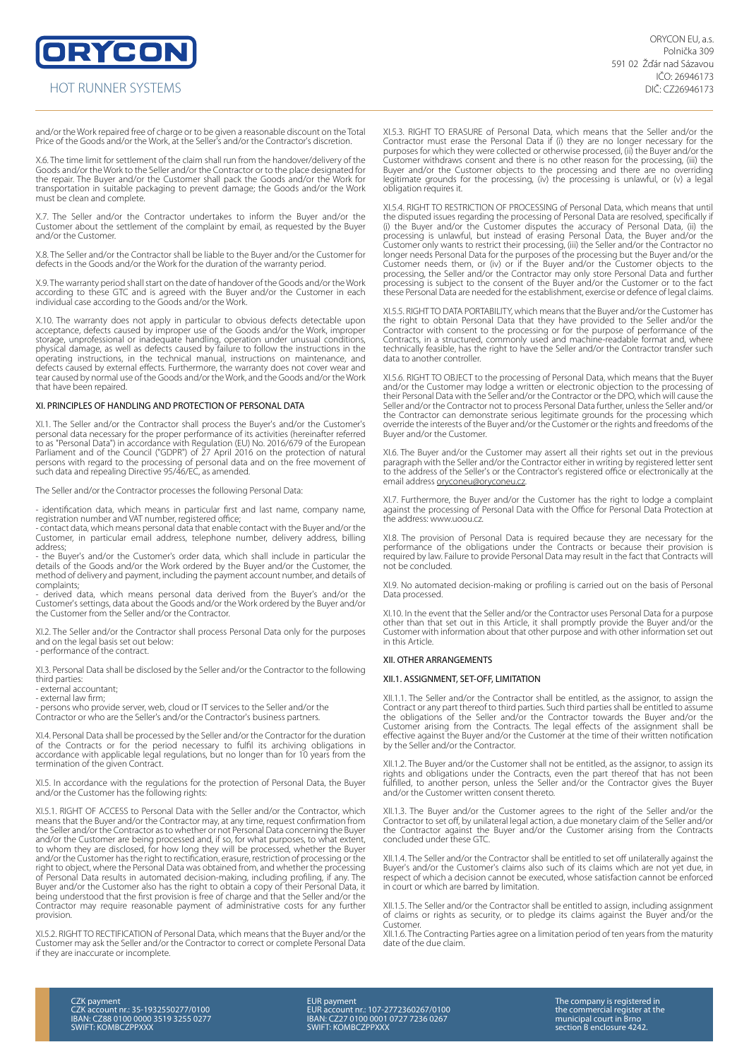and/or the Work repaired free of charge or to be given a reasonable discount on the Total Price of the Goods and/or the Work, at the Seller's and/or the Contractor's discretion.

X.6. The time limit for settlement of the claim shall run from the handover/delivery of the Goods and/or the Work to the Seller and/or the Contractor or to the place designated for the repair. The Buyer and/or the Customer shall pack the Goods and/or the Work for transportation in suitable packaging to prevent damage; the Goods and/or the Work must be clean and complete.

X.7. The Seller and/or the Contractor undertakes to inform the Buyer and/or the Customer about the settlement of the complaint by email, as requested by the Buyer and/or the Customer.

X.8. The Seller and/or the Contractor shall be liable to the Buyer and/or the Customer for defects in the Goods and/or the Work for the duration of the warranty period.

X.9. The warranty period shall start on the date of handover of the Goods and/or the Work according to these GTC and is agreed with the Buyer and/or the Customer in each individual case according to the Goods and/or the Work.

X.10. The warranty does not apply in particular to obvious defects detectable upon acceptance, defects caused by improper use of the Goods and/or the Work, improper storage, unprofessional or inadequate handling, operation under unusual conditions, physical damage, as well as defects caused by failure to follow the instructions in the operating instructions, in the technical manual, instructions on maintenance, and defects caused by external effects. Furthermore, the warranty does not cover wear and tear caused by normal use of the Goods and/or the Work, and the Goods and/or the Work that have been repaired.

## XI. PRINCIPLES OF HANDLING AND PROTECTION OF PERSONAL DATA

XI.1. The Seller and/or the Contractor shall process the Buyer's and/or the Customer's personal data necessary for the proper performance of its activities (hereinafter referred to as "Personal Data") in accordance with Regulation (EU) No. 2016/679 of the European Parliament and of the Council ("GDPR") of 27 April 2016 on the protection of natural persons with regard to the processing of personal data and on the free movement of such data and repealing Directive 95/46/EC, as amended.

The Seller and/or the Contractor processes the following Personal Data:

- identification data, which means in particular first and last name, company name, registration number and VAT number, registered office;
- contact data, which means personal data that enable contact with the Buyer and/or the Customer, in particular email address, telephone number, delivery address, billing address;
- the Buyer's and/or the Customer's order data, which shall include in particular the details of the Goods and/or the Work ordered by the Buyer and/or the Customer, the method of delivery and payment, including the payment account number, and details of complaints;
- derived data, which means personal data derived from the Buyer's and/or the Customer's settings, data about the Goods and/or the Work ordered by the Buyer and/or the Customer from the Seller and/or the Contractor.

XI.2. The Seller and/or the Contractor shall process Personal Data only for the purposes and on the legal basis set out below:
- performance of the contract.

XI.3. Personal Data shall be disclosed by the Seller and/or the Contractor to the following third parties:
- external accountant;
- external law firm;
- persons who provide server, web, cloud or IT services to the Seller and/or the Contractor or who are the Seller's and/or the Contractor's business partners.

XI.4. Personal Data shall be processed by the Seller and/or the Contractor for the duration of the Contracts or for the period necessary to fulfil its archiving obligations in accordance with applicable legal regulations, but no longer than for 10 years from the termination of the given Contract.

XI.5. In accordance with the regulations for the protection of Personal Data, the Buyer and/or the Customer has the following rights:

XI.5.1. RIGHT OF ACCESS to Personal Data with the Seller and/or the Contractor, which means that the Buyer and/or the Contractor may, at any time, request confirmation from the Seller and/or the Contractor as to whether or not Personal Data concerning the Buyer and/or the Customer are being processed and, if so, for what purposes, to what extent, to whom they are disclosed, for how long they will be processed, whether the Buyer and/or the Customer has the right to rectification, erasure, restriction of processing or the right to object, where the Personal Data was obtained from, and whether the processing of Personal Data results in automated decision-making, including profiling, if any. The Buyer and/or the Customer also has the right to obtain a copy of their Personal Data, it being understood that the first provision is free of charge and that the Seller and/or the Contractor may require reasonable payment of administrative costs for any further provision.

XI.5.2. RIGHT TO RECTIFICATION of Personal Data, which means that the Buyer and/or the Customer may ask the Seller and/or the Contractor to correct or complete Personal Data if they are inaccurate or incomplete.

XI.5.3. RIGHT TO ERASURE of Personal Data, which means that the Seller and/or the Contractor must erase the Personal Data if (i) they are no longer necessary for the purposes for which they were collected or otherwise processed, (ii) the Buyer and/or the Customer withdraws consent and there is no other reason for the processing, (iii) the Buyer and/or the Customer objects to the processing and there are no overriding legitimate grounds for the processing, (iv) the processing is unlawful, or (v) a legal obligation requires it.

XI.5.4. RIGHT TO RESTRICTION OF PROCESSING of Personal Data, which means that until the disputed issues regarding the processing of Personal Data are resolved, specifically if (i) the Buyer and/or the Customer disputes the accuracy of Personal Data, (ii) the processing is unlawful, but instead of erasing Personal Data, the Buyer and/or the Customer only wants to restrict their processing, (iii) the Seller and/or the Contractor no longer needs Personal Data for the purposes of the processing but the Buyer and/or the Customer needs them, or (iv) or if the Buyer and/or the Customer objects to the processing, the Seller and/or the Contractor may only store Personal Data and further processing is subject to the consent of the Buyer and/or the Customer or to the fact these Personal Data are needed for the establishment, exercise or defence of legal claims.

XI.5.5. RIGHT TO DATA PORTABILITY, which means that the Buyer and/or the Customer has the right to obtain Personal Data that they have provided to the Seller and/or the Contractor with consent to the processing or for the purpose of performance of the Contracts, in a structured, commonly used and machine-readable format and, where technically feasible, has the right to have the Seller and/or the Contractor transfer such data to another controller.

XI.5.6. RIGHT TO OBJECT to the processing of Personal Data, which means that the Buyer and/or the Customer may lodge a written or electronic objection to the processing of their Personal Data with the Seller and/or the Contractor or the DPO, which will cause the Seller and/or the Contractor not to process Personal Data further, unless the Seller and/or the Contractor can demonstrate serious legitimate grounds for the processing which override the interests of the Buyer and/or the Customer or the rights and freedoms of the Buyer and/or the Customer.

XI.6. The Buyer and/or the Customer may assert all their rights set out in the previous paragraph with the Seller and/or the Contractor either in writing by registered letter sent to the address of the Seller's or the Contractor's registered office or electronically at the email address oryconeu@oryconeu.cz.

XI.7. Furthermore, the Buyer and/or the Customer has the right to lodge a complaint against the processing of Personal Data with the Office for Personal Data Protection at the address: www.uoou.cz.

XI.8. The provision of Personal Data is required because they are necessary for the performance of the obligations under the Contracts or because their provision is required by law. Failure to provide Personal Data may result in the fact that Contracts will not be concluded.

XI.9. No automated decision-making or profiling is carried out on the basis of Personal Data processed.

XI.10. In the event that the Seller and/or the Contractor uses Personal Data for a purpose other than that set out in this Article, it shall promptly provide the Buyer and/or the Customer with information about that other purpose and with other information set out in this Article.

## XII. OTHER ARRANGEMENTS

### XII.1. ASSIGNMENT, SET-OFF, LIMITATION

XII.1.1. The Seller and/or the Contractor shall be entitled, as the assignor, to assign the Contract or any part thereof to third parties. Such third parties shall be entitled to assume the obligations of the Seller and/or the Contractor towards the Buyer and/or the Customer arising from the Contracts. The legal effects of the assignment shall be effective against the Buyer and/or the Customer at the time of their written notification by the Seller and/or the Contractor.

XII.1.2. The Buyer and/or the Customer shall not be entitled, as the assignor, to assign its rights and obligations under the Contracts, even the part thereof that has not been fulfilled, to another person, unless the Seller and/or the Contractor gives the Buyer and/or the Customer written consent thereto.

XII.1.3. The Buyer and/or the Customer agrees to the right of the Seller and/or the Contractor to set off, by unilateral legal action, a due monetary claim of the Seller and/or the Contractor against the Buyer and/or the Customer arising from the Contracts concluded under these GTC.

XII.1.4. The Seller and/or the Contractor shall be entitled to set off unilaterally against the Buyer's and/or the Customer's claims also such of its claims which are not yet due, in respect of which a decision cannot be executed, whose satisfaction cannot be enforced in court or which are barred by limitation.

XII.1.5. The Seller and/or the Contractor shall be entitled to assign, including assignment of claims or rights as security, or to pledge its claims against the Buyer and/or the Customer.

XII.1.6. The Contracting Parties agree on a limitation period of ten years from the maturity date of the due claim.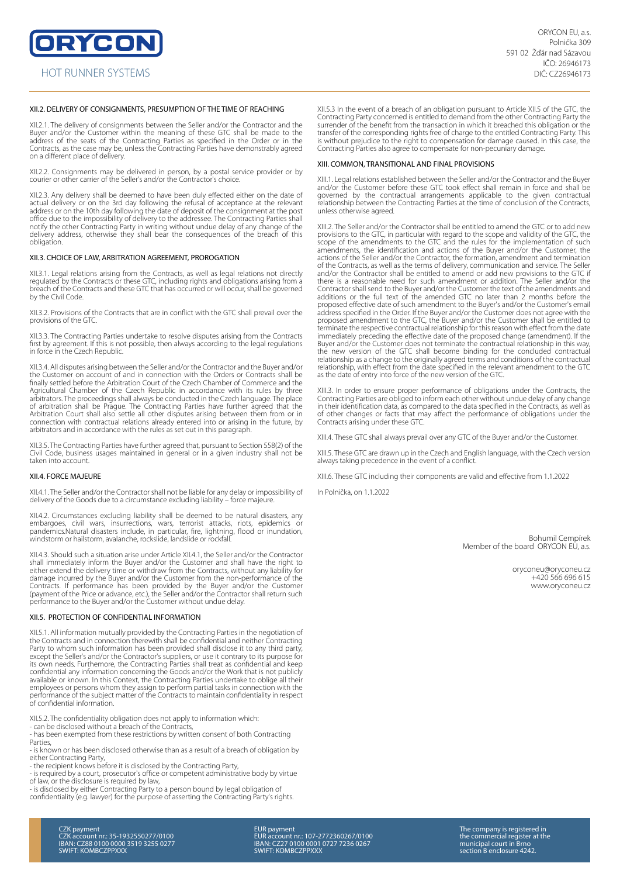## XII.2. DELIVERY OF CONSIGNMENTS, PRESUMPTION OF THE TIME OF REACHING

XII.2.1. The delivery of consignments between the Seller and/or the Contractor and the Buyer and/or the Customer within the meaning of these GTC shall be made to the address of the seats of the Contracting Parties as specified in the Order or in the Contracts, as the case may be, unless the Contracting Parties have demonstrably agreed on a different place of delivery.

XII.2.2. Consignments may be delivered in person, by a postal service provider or by courier or other carrier of the Seller's and/or the Contractor's choice.

XII.2.3. Any delivery shall be deemed to have been duly effected either on the date of actual delivery or on the 3rd day following the refusal of acceptance at the relevant address or on the 10th day following the date of deposit of the consignment at the post office due to the impossibility of delivery to the addressee. The Contracting Parties shall notify the other Contracting Party in writing without undue delay of any change of the delivery address, otherwise they shall bear the consequences of the breach of this obligation.

## XII.3. CHOICE OF LAW, ARBITRATION AGREEMENT, PROROGATION

XII.3.1. Legal relations arising from the Contracts, as well as legal relations not directly regulated by the Contracts or these GTC, including rights and obligations arising from a breach of the Contracts and these GTC that has occurred or will occur, shall be governed by the Civil Code.

XII.3.2. Provisions of the Contracts that are in conflict with the GTC shall prevail over the provisions of the GTC.

XII.3.3. The Contracting Parties undertake to resolve disputes arising from the Contracts first by agreement. If this is not possible, then always according to the legal regulations in force in the Czech Republic.

XII.3.4. All disputes arising between the Seller and/or the Contractor and the Buyer and/or the Customer on account of and in connection with the Orders or Contracts shall be finally settled before the Arbitration Court of the Czech Chamber of Commerce and the Agricultural Chamber of the Czech Republic in accordance with its rules by three arbitrators. The proceedings shall always be conducted in the Czech language. The place of arbitration shall be Prague. The Contracting Parties have further agreed that the Arbitration Court shall also settle all other disputes arising between them from or in connection with contractual relations already entered into or arising in the future, by arbitrators and in accordance with the rules as set out in this paragraph.

XII.3.5. The Contracting Parties have further agreed that, pursuant to Section 558(2) of the Civil Code, business usages maintained in general or in a given industry shall not be taken into account.

## XII.4. FORCE MAJEURE

XII.4.1. The Seller and/or the Contractor shall not be liable for any delay or impossibility of delivery of the Goods due to a circumstance excluding liability – force majeure.

XII.4.2. Circumstances excluding liability shall be deemed to be natural disasters, any embargoes, civil wars, insurrections, wars, terrorist attacks, riots, epidemics or pandemics.Natural disasters include, in particular, fire, lightning, flood or inundation, windstorm or hailstorm, avalanche, rockslide, landslide or rockfall.

XII.4.3. Should such a situation arise under Article XII.4.1, the Seller and/or the Contractor shall immediately inform the Buyer and/or the Customer and shall have the right to either extend the delivery time or withdraw from the Contracts, without any liability for damage incurred by the Buyer and/or the Customer from the non-performance of the Contracts. If performance has been provided by the Buyer and/or the Customer (payment of the Price or advance, etc.), the Seller and/or the Contractor shall return such performance to the Buyer and/or the Customer without undue delay.

## XII.5. PROTECTION OF CONFIDENTIAL INFORMATION

XII.5.1. All information mutually provided by the Contracting Parties in the negotiation of the Contracts and in connection therewith shall be confidential and neither Contracting Party to whom such information has been provided shall disclose it to any third party, except the Seller's and/or the Contractor's suppliers, or use it contrary to its purpose for its own needs. Furthermore, the Contracting Parties shall treat as confidential and keep confidential any information concerning the Goods and/or the Work that is not publicly available or known. In this Context, the Contracting Parties undertake to oblige all their employees or persons whom they assign to perform partial tasks in connection with the performance of the subject matter of the Contracts to maintain confidentiality in respect of confidential information.

XII.5.2. The confidentiality obligation does not apply to information which:
- can be disclosed without a breach of the Contracts,
- has been exempted from these restrictions by written consent of both Contracting Parties,
- is known or has been disclosed otherwise than as a result of a breach of obligation by either Contracting Party,
- the recipient knows before it is disclosed by the Contracting Party,
- is required by a court, prosecutor's office or competent administrative body by virtue of law, or the disclosure is required by law,
- is disclosed by either Contracting Party to a person bound by legal obligation of confidentiality (e.g. lawyer) for the purpose of asserting the Contracting Party's rights.

XII.5.3 In the event of a breach of an obligation pursuant to Article XII.5 of the GTC, the Contracting Party concerned is entitled to demand from the other Contracting Party the surrender of the benefit from the transaction in which it breached this obligation or the transfer of the corresponding rights free of charge to the entitled Contracting Party. This is without prejudice to the right to compensation for damage caused. In this case, the Contracting Parties also agree to compensate for non-pecuniary damage.

## XIII. COMMON, TRANSITIONAL AND FINAL PROVISIONS

XIII.1. Legal relations established between the Seller and/or the Contractor and the Buyer and/or the Customer before these GTC took effect shall remain in force and shall be governed by the contractual arrangements applicable to the given contractual relationship between the Contracting Parties at the time of conclusion of the Contracts, unless otherwise agreed.

XIII.2. The Seller and/or the Contractor shall be entitled to amend the GTC or to add new provisions to the GTC, in particular with regard to the scope and validity of the GTC, the scope of the amendments to the GTC and the rules for the implementation of such amendments, the identification and actions of the Buyer and/or the Customer, the actions of the Seller and/or the Contractor, the formation, amendment and termination of the Contracts, as well as the terms of delivery, communication and service. The Seller and/or the Contractor shall be entitled to amend or add new provisions to the GTC if there is a reasonable need for such amendment or addition. The Seller and/or the Contractor shall send to the Buyer and/or the Customer the text of the amendments and additions or the full text of the amended GTC no later than 2 months before the proposed effective date of such amendment to the Buyer's and/or the Customer's email address specified in the Order. If the Buyer and/or the Customer does not agree with the proposed amendment to the GTC, the Buyer and/or the Customer shall be entitled to terminate the respective contractual relationship for this reason with effect from the date immediately preceding the effective date of the proposed change (amendment). If the Buyer and/or the Customer does not terminate the contractual relationship in this way, the new version of the GTC shall become binding for the concluded contractual relationship as a change to the originally agreed terms and conditions of the contractual relationship, with effect from the date specified in the relevant amendment to the GTC as the date of entry into force of the new version of the GTC.

XIII.3. In order to ensure proper performance of obligations under the Contracts, the Contracting Parties are obliged to inform each other without undue delay of any change in their identification data, as compared to the data specified in the Contracts, as well as of other changes or facts that may affect the performance of obligations under the Contracts arising under these GTC.

XIII.4. These GTC shall always prevail over any GTC of the Buyer and/or the Customer.

XIII.5. These GTC are drawn up in the Czech and English language, with the Czech version always taking precedence in the event of a conflict.

XIII.6. These GTC including their components are valid and effective from 1.1.2022

In Polnička, on 1.1.2022

Bohumil Cempírek
Member of the board ORYCON EU, a.s.

oryconeu@oryconeu.cz
+420 566 696 615
www.oryconeu.cz